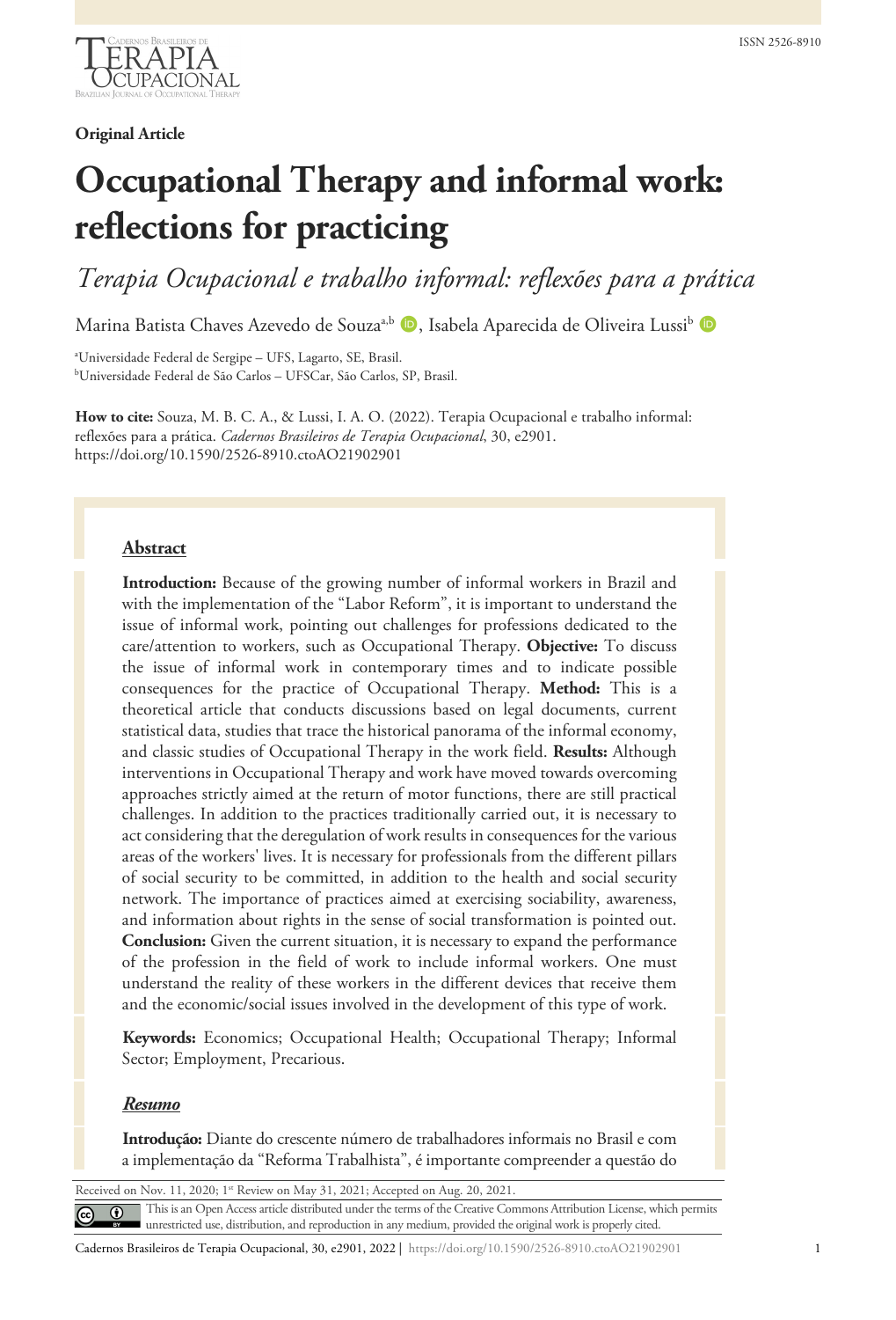**Original Article**

# Occupational Therapy and informal work: reflections for practicing

*Terapia Ocupacional e trabalho informal: reflexões para a prática*

Marina Batista Chaves Azevedo de Souza[a,b], Isabela Aparecida de Oliveira Lussi[b]

[a]Universidade Federal de Sergipe – UFS, Lagarto, SE, Brasil.
[b]Universidade Federal de São Carlos – UFSCar, São Carlos, SP, Brasil.

**How to cite:** Souza, M. B. C. A., & Lussi, I. A. O. (2022). Terapia Ocupacional e trabalho informal: reflexões para a prática. *Cadernos Brasileiros de Terapia Ocupacional*, 30, e2901. https://doi.org/10.1590/2526-8910.ctoAO21902901

## Abstract

**Introduction:** Because of the growing number of informal workers in Brazil and with the implementation of the "Labor Reform", it is important to understand the issue of informal work, pointing out challenges for professions dedicated to the care/attention to workers, such as Occupational Therapy. **Objective:** To discuss the issue of informal work in contemporary times and to indicate possible consequences for the practice of Occupational Therapy. **Method:** This is a theoretical article that conducts discussions based on legal documents, current statistical data, studies that trace the historical panorama of the informal economy, and classic studies of Occupational Therapy in the work field. **Results:** Although interventions in Occupational Therapy and work have moved towards overcoming approaches strictly aimed at the return of motor functions, there are still practical challenges. In addition to the practices traditionally carried out, it is necessary to act considering that the deregulation of work results in consequences for the various areas of the workers' lives. It is necessary for professionals from the different pillars of social security to be committed, in addition to the health and social security network. The importance of practices aimed at exercising sociability, awareness, and information about rights in the sense of social transformation is pointed out. **Conclusion:** Given the current situation, it is necessary to expand the performance of the profession in the field of work to include informal workers. One must understand the reality of these workers in the different devices that receive them and the economic/social issues involved in the development of this type of work.

**Keywords:** Economics; Occupational Health; Occupational Therapy; Informal Sector; Employment, Precarious.

## *Resumo*

**Introdução:** Diante do crescente número de trabalhadores informais no Brasil e com a implementação da "Reforma Trabalhista", é importante compreender a questão do

Received on Nov. 11, 2020; 1st Review on May 31, 2021; Accepted on Aug. 20, 2021.

This is an Open Access article distributed under the terms of the Creative Commons Attribution License, which permits unrestricted use, distribution, and reproduction in any medium, provided the original work is properly cited.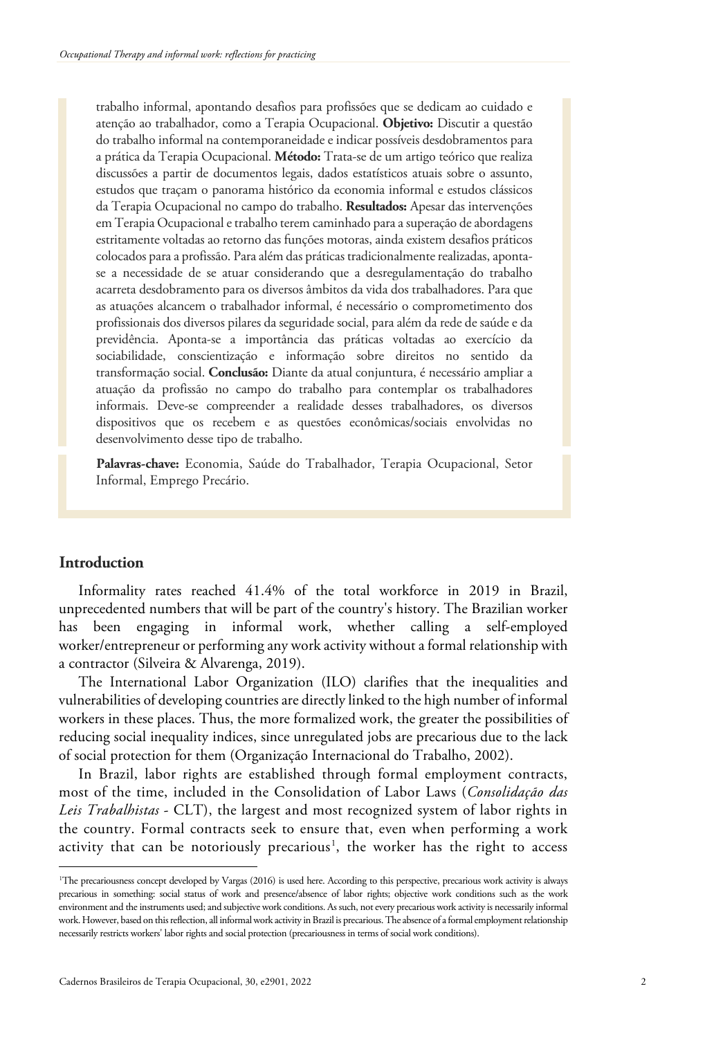trabalho informal, apontando desafios para profissões que se dedicam ao cuidado e atenção ao trabalhador, como a Terapia Ocupacional. **Objetivo:** Discutir a questão do trabalho informal na contemporaneidade e indicar possíveis desdobramentos para a prática da Terapia Ocupacional. **Método:** Trata-se de um artigo teórico que realiza discussões a partir de documentos legais, dados estatísticos atuais sobre o assunto, estudos que traçam o panorama histórico da economia informal e estudos clássicos da Terapia Ocupacional no campo do trabalho. **Resultados:** Apesar das intervenções em Terapia Ocupacional e trabalho terem caminhado para a superação de abordagens estritamente voltadas ao retorno das funções motoras, ainda existem desafios práticos colocados para a profissão. Para além das práticas tradicionalmente realizadas, aponta-se a necessidade de se atuar considerando que a desregulamentação do trabalho acarreta desdobramento para os diversos âmbitos da vida dos trabalhadores. Para que as atuações alcancem o trabalhador informal, é necessário o comprometimento dos profissionais dos diversos pilares da seguridade social, para além da rede de saúde e da previdência. Aponta-se a importância das práticas voltadas ao exercício da sociabilidade, conscientização e informação sobre direitos no sentido da transformação social. **Conclusão:** Diante da atual conjuntura, é necessário ampliar a atuação da profissão no campo do trabalho para contemplar os trabalhadores informais. Deve-se compreender a realidade desses trabalhadores, os diversos dispositivos que os recebem e as questões econômicas/sociais envolvidas no desenvolvimento desse tipo de trabalho.

**Palavras-chave:** Economia, Saúde do Trabalhador, Terapia Ocupacional, Setor Informal, Emprego Precário.

## Introduction

Informality rates reached 41.4% of the total workforce in 2019 in Brazil, unprecedented numbers that will be part of the country's history. The Brazilian worker has been engaging in informal work, whether calling a self-employed worker/entrepreneur or performing any work activity without a formal relationship with a contractor (Silveira & Alvarenga, 2019).

The International Labor Organization (ILO) clarifies that the inequalities and vulnerabilities of developing countries are directly linked to the high number of informal workers in these places. Thus, the more formalized work, the greater the possibilities of reducing social inequality indices, since unregulated jobs are precarious due to the lack of social protection for them (Organização Internacional do Trabalho, 2002).

In Brazil, labor rights are established through formal employment contracts, most of the time, included in the Consolidation of Labor Laws (*Consolidação das Leis Trabalhistas* - CLT), the largest and most recognized system of labor rights in the country. Formal contracts seek to ensure that, even when performing a work activity that can be notoriously precarious[1], the worker has the right to access

[1] The precariousness concept developed by Vargas (2016) is used here. According to this perspective, precarious work activity is always precarious in something: social status of work and presence/absence of labor rights; objective work conditions such as the work environment and the instruments used; and subjective work conditions. As such, not every precarious work activity is necessarily informal work. However, based on this reflection, all informal work activity in Brazil is precarious. The absence of a formal employment relationship necessarily restricts workers' labor rights and social protection (precariousness in terms of social work conditions).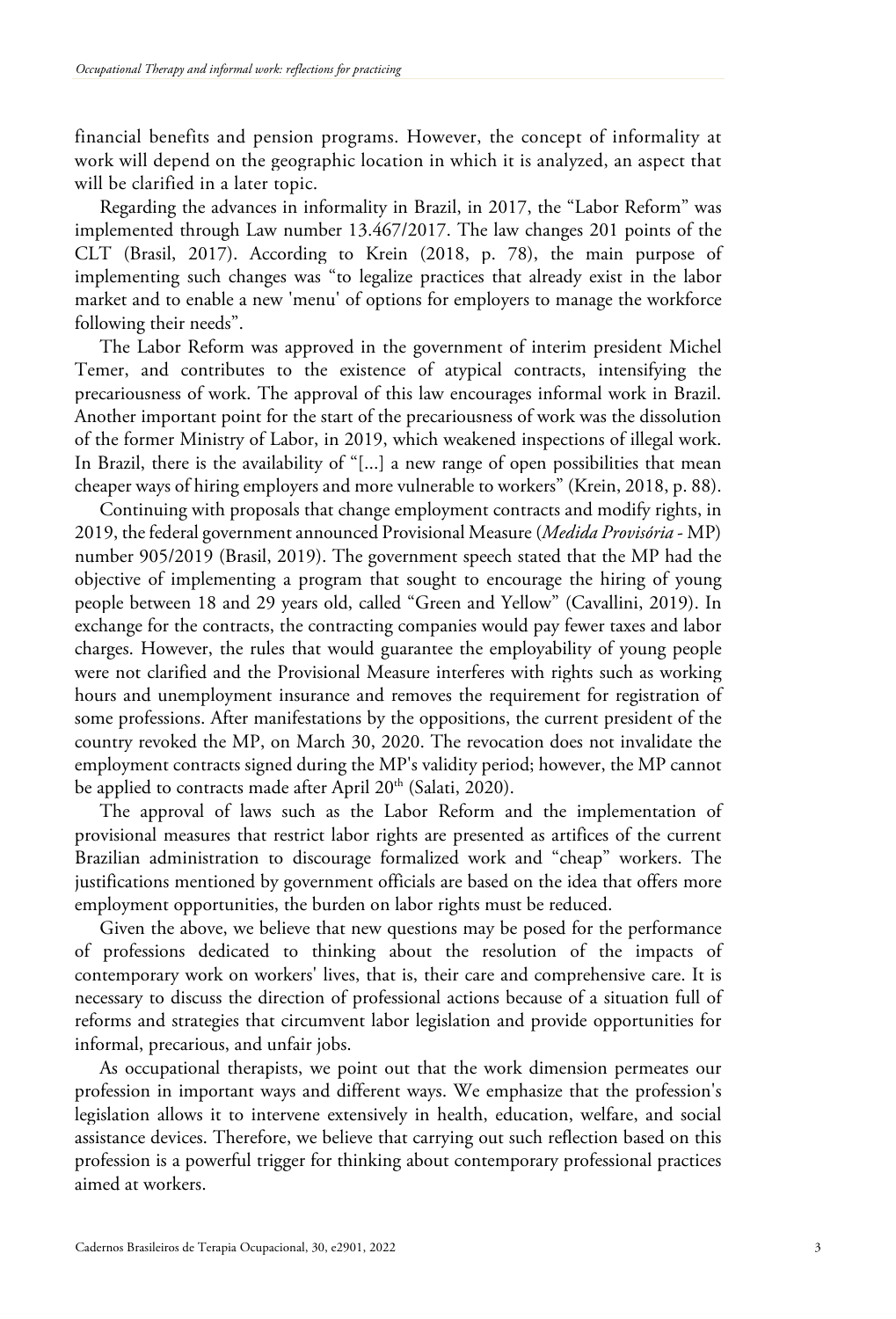financial benefits and pension programs. However, the concept of informality at work will depend on the geographic location in which it is analyzed, an aspect that will be clarified in a later topic.

Regarding the advances in informality in Brazil, in 2017, the "Labor Reform" was implemented through Law number 13.467/2017. The law changes 201 points of the CLT (Brasil, 2017). According to Krein (2018, p. 78), the main purpose of implementing such changes was "to legalize practices that already exist in the labor market and to enable a new 'menu' of options for employers to manage the workforce following their needs".

The Labor Reform was approved in the government of interim president Michel Temer, and contributes to the existence of atypical contracts, intensifying the precariousness of work. The approval of this law encourages informal work in Brazil. Another important point for the start of the precariousness of work was the dissolution of the former Ministry of Labor, in 2019, which weakened inspections of illegal work. In Brazil, there is the availability of "[...] a new range of open possibilities that mean cheaper ways of hiring employers and more vulnerable to workers" (Krein, 2018, p. 88).

Continuing with proposals that change employment contracts and modify rights, in 2019, the federal government announced Provisional Measure (*Medida Provisória* - MP) number 905/2019 (Brasil, 2019). The government speech stated that the MP had the objective of implementing a program that sought to encourage the hiring of young people between 18 and 29 years old, called "Green and Yellow" (Cavallini, 2019). In exchange for the contracts, the contracting companies would pay fewer taxes and labor charges. However, the rules that would guarantee the employability of young people were not clarified and the Provisional Measure interferes with rights such as working hours and unemployment insurance and removes the requirement for registration of some professions. After manifestations by the oppositions, the current president of the country revoked the MP, on March 30, 2020. The revocation does not invalidate the employment contracts signed during the MP's validity period; however, the MP cannot be applied to contracts made after April 20th (Salati, 2020).

The approval of laws such as the Labor Reform and the implementation of provisional measures that restrict labor rights are presented as artifices of the current Brazilian administration to discourage formalized work and "cheap" workers. The justifications mentioned by government officials are based on the idea that offers more employment opportunities, the burden on labor rights must be reduced.

Given the above, we believe that new questions may be posed for the performance of professions dedicated to thinking about the resolution of the impacts of contemporary work on workers' lives, that is, their care and comprehensive care. It is necessary to discuss the direction of professional actions because of a situation full of reforms and strategies that circumvent labor legislation and provide opportunities for informal, precarious, and unfair jobs.

As occupational therapists, we point out that the work dimension permeates our profession in important ways and different ways. We emphasize that the profession's legislation allows it to intervene extensively in health, education, welfare, and social assistance devices. Therefore, we believe that carrying out such reflection based on this profession is a powerful trigger for thinking about contemporary professional practices aimed at workers.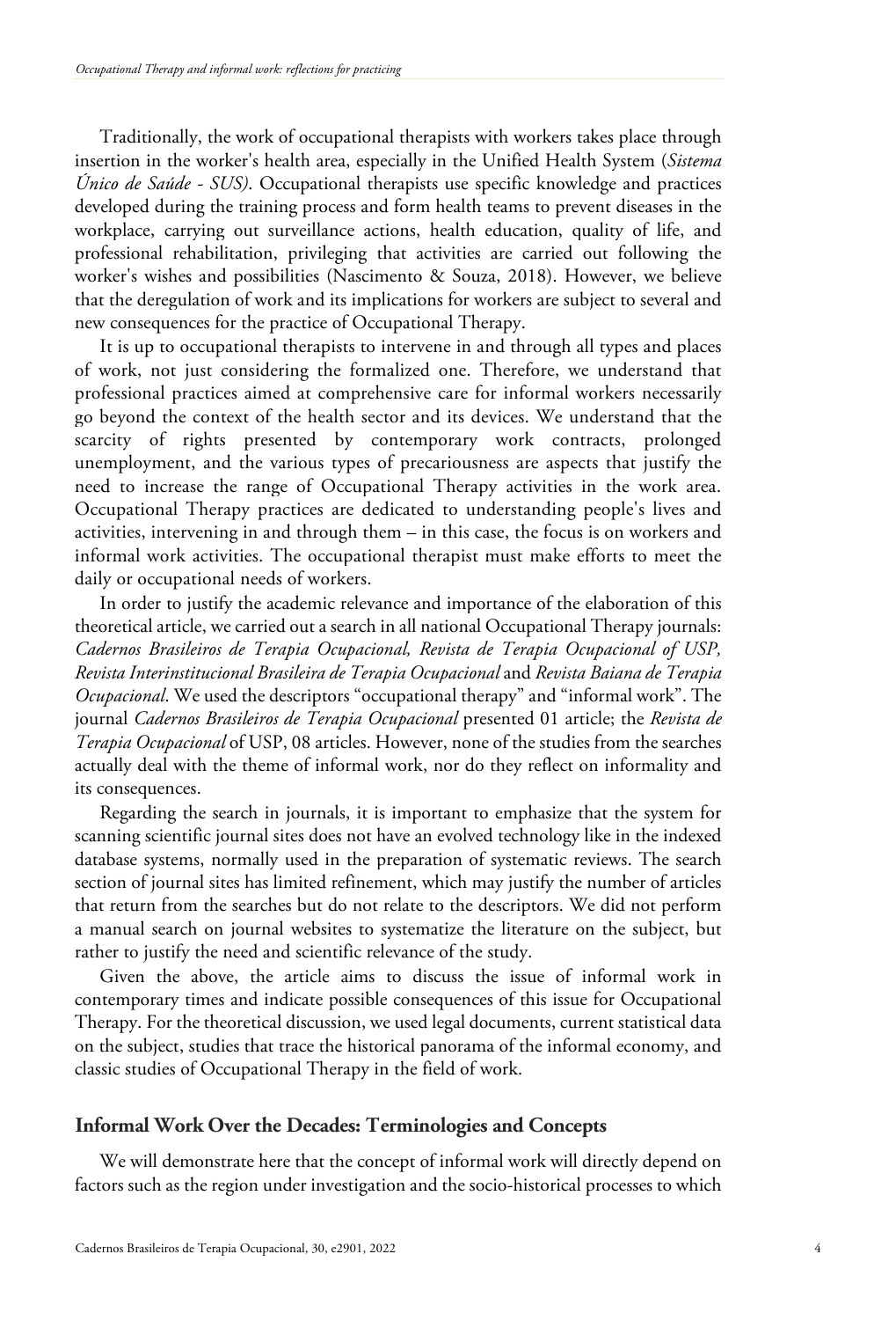Traditionally, the work of occupational therapists with workers takes place through insertion in the worker's health area, especially in the Unified Health System (*Sistema Único de Saúde - SUS)*. Occupational therapists use specific knowledge and practices developed during the training process and form health teams to prevent diseases in the workplace, carrying out surveillance actions, health education, quality of life, and professional rehabilitation, privileging that activities are carried out following the worker's wishes and possibilities (Nascimento & Souza, 2018). However, we believe that the deregulation of work and its implications for workers are subject to several and new consequences for the practice of Occupational Therapy.

It is up to occupational therapists to intervene in and through all types and places of work, not just considering the formalized one. Therefore, we understand that professional practices aimed at comprehensive care for informal workers necessarily go beyond the context of the health sector and its devices. We understand that the scarcity of rights presented by contemporary work contracts, prolonged unemployment, and the various types of precariousness are aspects that justify the need to increase the range of Occupational Therapy activities in the work area. Occupational Therapy practices are dedicated to understanding people's lives and activities, intervening in and through them – in this case, the focus is on workers and informal work activities. The occupational therapist must make efforts to meet the daily or occupational needs of workers.

In order to justify the academic relevance and importance of the elaboration of this theoretical article, we carried out a search in all national Occupational Therapy journals: *Cadernos Brasileiros de Terapia Ocupacional, Revista de Terapia Ocupacional of USP, Revista Interinstitucional Brasileira de Terapia Ocupacional* and *Revista Baiana de Terapia Ocupacional*. We used the descriptors "occupational therapy" and "informal work". The journal *Cadernos Brasileiros de Terapia Ocupacional* presented 01 article; the *Revista de Terapia Ocupacional* of USP, 08 articles. However, none of the studies from the searches actually deal with the theme of informal work, nor do they reflect on informality and its consequences.

Regarding the search in journals, it is important to emphasize that the system for scanning scientific journal sites does not have an evolved technology like in the indexed database systems, normally used in the preparation of systematic reviews. The search section of journal sites has limited refinement, which may justify the number of articles that return from the searches but do not relate to the descriptors. We did not perform a manual search on journal websites to systematize the literature on the subject, but rather to justify the need and scientific relevance of the study.

Given the above, the article aims to discuss the issue of informal work in contemporary times and indicate possible consequences of this issue for Occupational Therapy. For the theoretical discussion, we used legal documents, current statistical data on the subject, studies that trace the historical panorama of the informal economy, and classic studies of Occupational Therapy in the field of work.

## Informal Work Over the Decades: Terminologies and Concepts

We will demonstrate here that the concept of informal work will directly depend on factors such as the region under investigation and the socio-historical processes to which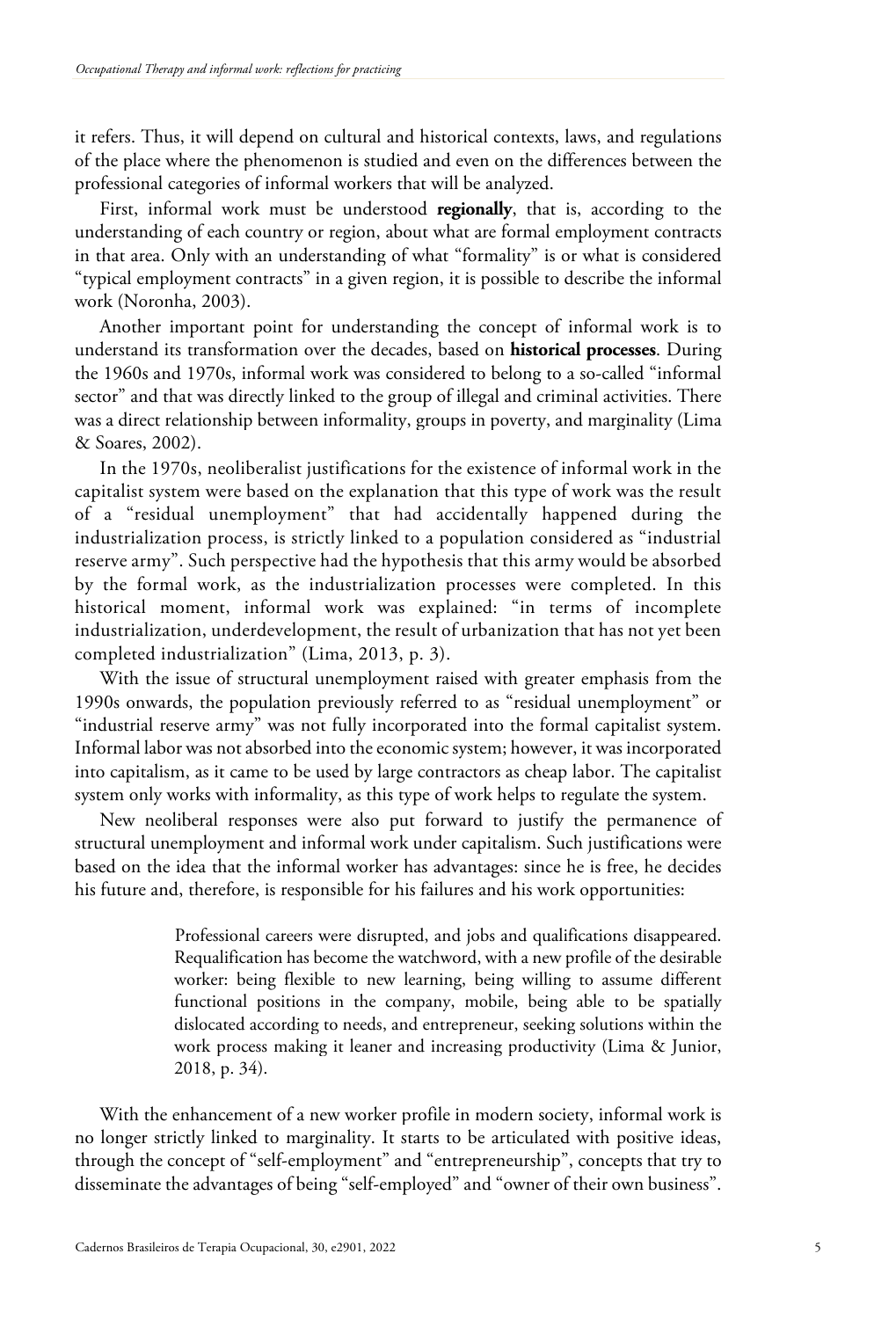it refers. Thus, it will depend on cultural and historical contexts, laws, and regulations of the place where the phenomenon is studied and even on the differences between the professional categories of informal workers that will be analyzed.

First, informal work must be understood **regionally**, that is, according to the understanding of each country or region, about what are formal employment contracts in that area. Only with an understanding of what "formality" is or what is considered "typical employment contracts" in a given region, it is possible to describe the informal work (Noronha, 2003).

Another important point for understanding the concept of informal work is to understand its transformation over the decades, based on **historical processes**. During the 1960s and 1970s, informal work was considered to belong to a so-called "informal sector" and that was directly linked to the group of illegal and criminal activities. There was a direct relationship between informality, groups in poverty, and marginality (Lima & Soares, 2002).

In the 1970s, neoliberalist justifications for the existence of informal work in the capitalist system were based on the explanation that this type of work was the result of a "residual unemployment" that had accidentally happened during the industrialization process, is strictly linked to a population considered as "industrial reserve army". Such perspective had the hypothesis that this army would be absorbed by the formal work, as the industrialization processes were completed. In this historical moment, informal work was explained: "in terms of incomplete industrialization, underdevelopment, the result of urbanization that has not yet been completed industrialization" (Lima, 2013, p. 3).

With the issue of structural unemployment raised with greater emphasis from the 1990s onwards, the population previously referred to as "residual unemployment" or "industrial reserve army" was not fully incorporated into the formal capitalist system. Informal labor was not absorbed into the economic system; however, it was incorporated into capitalism, as it came to be used by large contractors as cheap labor. The capitalist system only works with informality, as this type of work helps to regulate the system.

New neoliberal responses were also put forward to justify the permanence of structural unemployment and informal work under capitalism. Such justifications were based on the idea that the informal worker has advantages: since he is free, he decides his future and, therefore, is responsible for his failures and his work opportunities:

> Professional careers were disrupted, and jobs and qualifications disappeared. Requalification has become the watchword, with a new profile of the desirable worker: being flexible to new learning, being willing to assume different functional positions in the company, mobile, being able to be spatially dislocated according to needs, and entrepreneur, seeking solutions within the work process making it leaner and increasing productivity (Lima & Junior, 2018, p. 34).

With the enhancement of a new worker profile in modern society, informal work is no longer strictly linked to marginality. It starts to be articulated with positive ideas, through the concept of "self-employment" and "entrepreneurship", concepts that try to disseminate the advantages of being "self-employed" and "owner of their own business".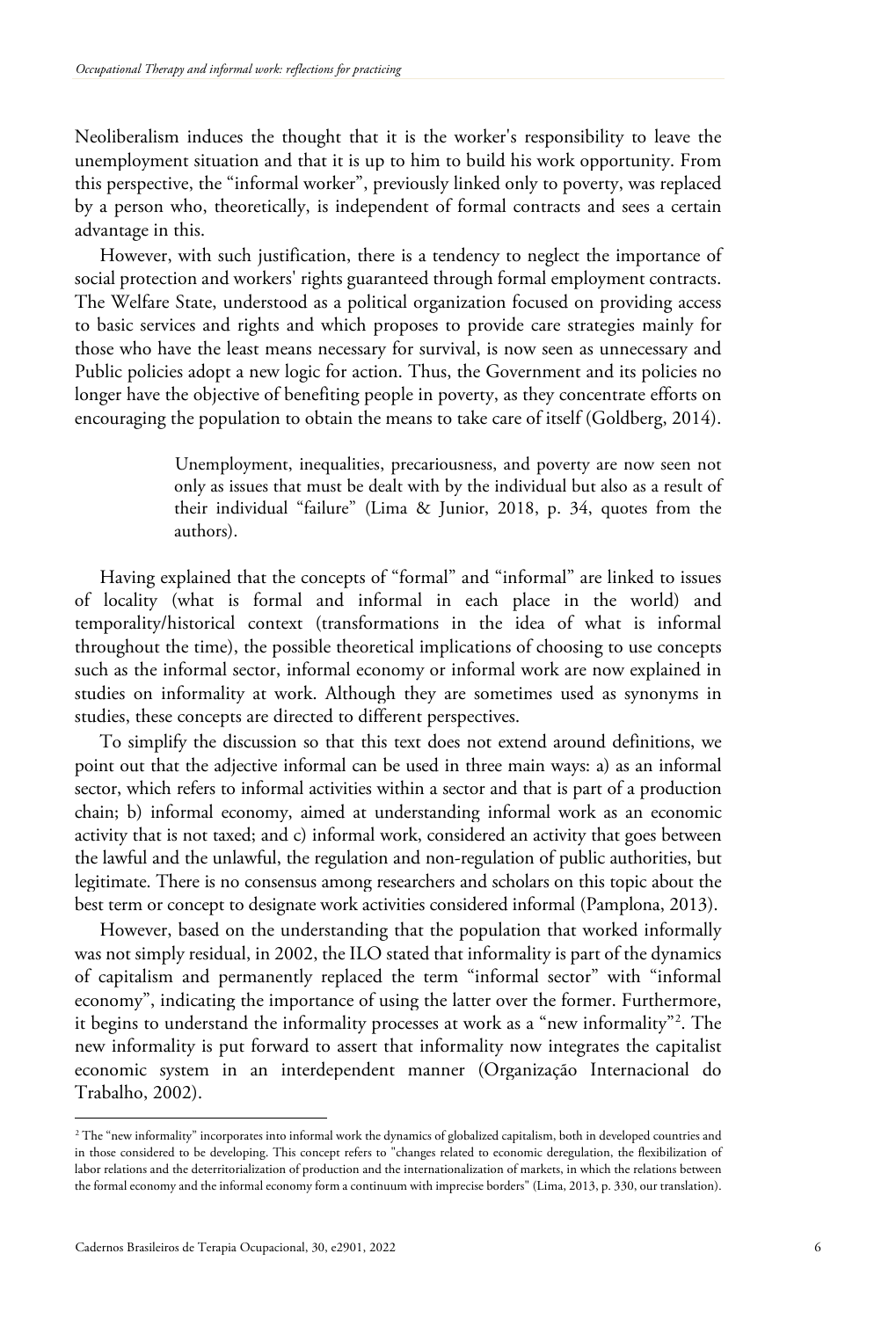Neoliberalism induces the thought that it is the worker's responsibility to leave the unemployment situation and that it is up to him to build his work opportunity. From this perspective, the "informal worker", previously linked only to poverty, was replaced by a person who, theoretically, is independent of formal contracts and sees a certain advantage in this.

However, with such justification, there is a tendency to neglect the importance of social protection and workers' rights guaranteed through formal employment contracts. The Welfare State, understood as a political organization focused on providing access to basic services and rights and which proposes to provide care strategies mainly for those who have the least means necessary for survival, is now seen as unnecessary and Public policies adopt a new logic for action. Thus, the Government and its policies no longer have the objective of benefiting people in poverty, as they concentrate efforts on encouraging the population to obtain the means to take care of itself (Goldberg, 2014).

> Unemployment, inequalities, precariousness, and poverty are now seen not only as issues that must be dealt with by the individual but also as a result of their individual "failure" (Lima & Junior, 2018, p. 34, quotes from the authors).

Having explained that the concepts of "formal" and "informal" are linked to issues of locality (what is formal and informal in each place in the world) and temporality/historical context (transformations in the idea of what is informal throughout the time), the possible theoretical implications of choosing to use concepts such as the informal sector, informal economy or informal work are now explained in studies on informality at work. Although they are sometimes used as synonyms in studies, these concepts are directed to different perspectives.

To simplify the discussion so that this text does not extend around definitions, we point out that the adjective informal can be used in three main ways: a) as an informal sector, which refers to informal activities within a sector and that is part of a production chain; b) informal economy, aimed at understanding informal work as an economic activity that is not taxed; and c) informal work, considered an activity that goes between the lawful and the unlawful, the regulation and non-regulation of public authorities, but legitimate. There is no consensus among researchers and scholars on this topic about the best term or concept to designate work activities considered informal (Pamplona, 2013).

However, based on the understanding that the population that worked informally was not simply residual, in 2002, the ILO stated that informality is part of the dynamics of capitalism and permanently replaced the term "informal sector" with "informal economy", indicating the importance of using the latter over the former. Furthermore, it begins to understand the informality processes at work as a "new informality"[2]. The new informality is put forward to assert that informality now integrates the capitalist economic system in an interdependent manner (Organização Internacional do Trabalho, 2002).

---

[2] The "new informality" incorporates into informal work the dynamics of globalized capitalism, both in developed countries and in those considered to be developing. This concept refers to "changes related to economic deregulation, the flexibilization of labor relations and the deterritorialization of production and the internationalization of markets, in which the relations between the formal economy and the informal economy form a continuum with imprecise borders" (Lima, 2013, p. 330, our translation).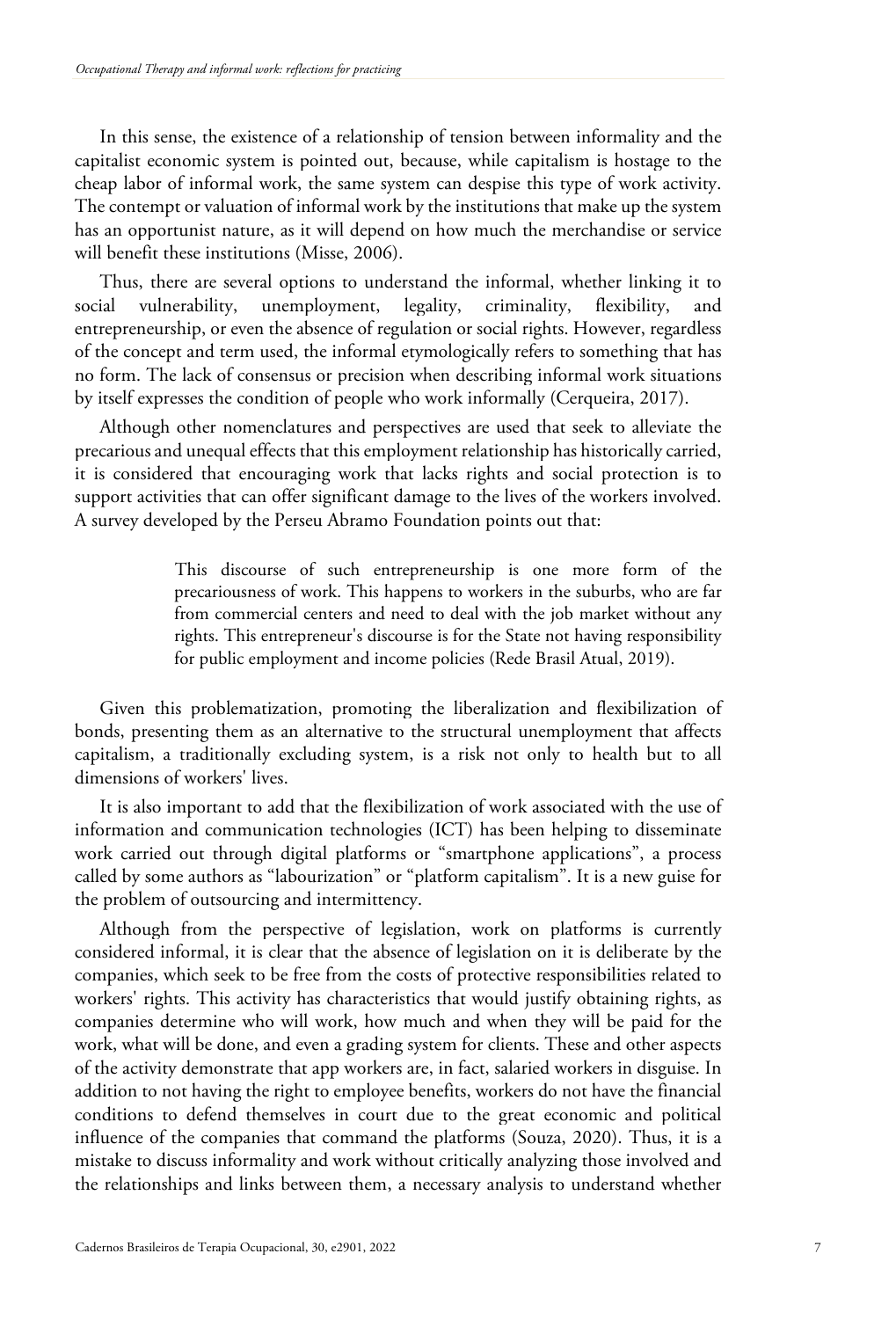In this sense, the existence of a relationship of tension between informality and the capitalist economic system is pointed out, because, while capitalism is hostage to the cheap labor of informal work, the same system can despise this type of work activity. The contempt or valuation of informal work by the institutions that make up the system has an opportunist nature, as it will depend on how much the merchandise or service will benefit these institutions (Misse, 2006).

Thus, there are several options to understand the informal, whether linking it to social vulnerability, unemployment, legality, criminality, flexibility, and entrepreneurship, or even the absence of regulation or social rights. However, regardless of the concept and term used, the informal etymologically refers to something that has no form. The lack of consensus or precision when describing informal work situations by itself expresses the condition of people who work informally (Cerqueira, 2017).

Although other nomenclatures and perspectives are used that seek to alleviate the precarious and unequal effects that this employment relationship has historically carried, it is considered that encouraging work that lacks rights and social protection is to support activities that can offer significant damage to the lives of the workers involved. A survey developed by the Perseu Abramo Foundation points out that:

> This discourse of such entrepreneurship is one more form of the precariousness of work. This happens to workers in the suburbs, who are far from commercial centers and need to deal with the job market without any rights. This entrepreneur's discourse is for the State not having responsibility for public employment and income policies (Rede Brasil Atual, 2019).

Given this problematization, promoting the liberalization and flexibilization of bonds, presenting them as an alternative to the structural unemployment that affects capitalism, a traditionally excluding system, is a risk not only to health but to all dimensions of workers' lives.

It is also important to add that the flexibilization of work associated with the use of information and communication technologies (ICT) has been helping to disseminate work carried out through digital platforms or "smartphone applications", a process called by some authors as "labourization" or "platform capitalism". It is a new guise for the problem of outsourcing and intermittency.

Although from the perspective of legislation, work on platforms is currently considered informal, it is clear that the absence of legislation on it is deliberate by the companies, which seek to be free from the costs of protective responsibilities related to workers' rights. This activity has characteristics that would justify obtaining rights, as companies determine who will work, how much and when they will be paid for the work, what will be done, and even a grading system for clients. These and other aspects of the activity demonstrate that app workers are, in fact, salaried workers in disguise. In addition to not having the right to employee benefits, workers do not have the financial conditions to defend themselves in court due to the great economic and political influence of the companies that command the platforms (Souza, 2020). Thus, it is a mistake to discuss informality and work without critically analyzing those involved and the relationships and links between them, a necessary analysis to understand whether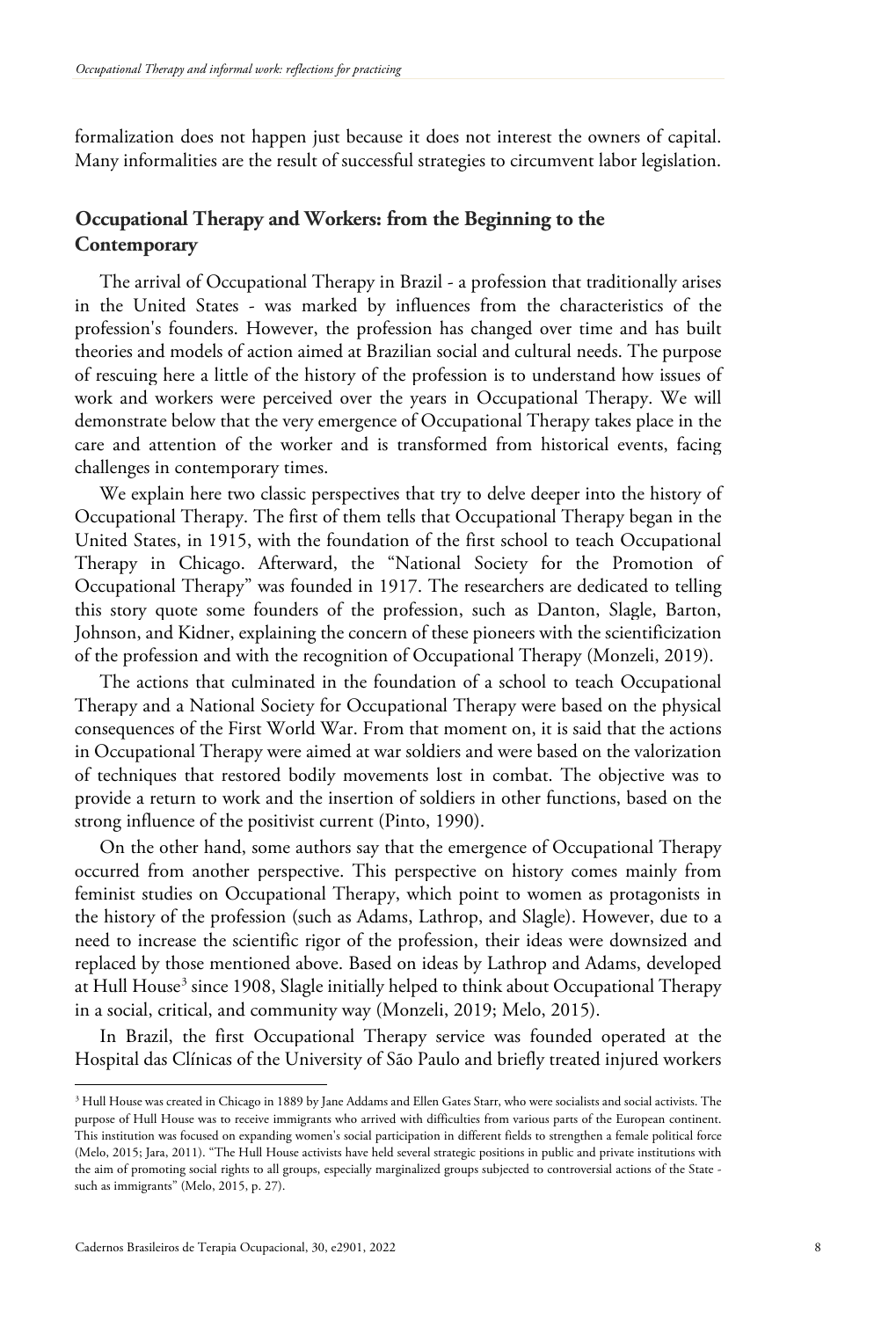formalization does not happen just because it does not interest the owners of capital. Many informalities are the result of successful strategies to circumvent labor legislation.

## Occupational Therapy and Workers: from the Beginning to the Contemporary

The arrival of Occupational Therapy in Brazil - a profession that traditionally arises in the United States - was marked by influences from the characteristics of the profession's founders. However, the profession has changed over time and has built theories and models of action aimed at Brazilian social and cultural needs. The purpose of rescuing here a little of the history of the profession is to understand how issues of work and workers were perceived over the years in Occupational Therapy. We will demonstrate below that the very emergence of Occupational Therapy takes place in the care and attention of the worker and is transformed from historical events, facing challenges in contemporary times.

We explain here two classic perspectives that try to delve deeper into the history of Occupational Therapy. The first of them tells that Occupational Therapy began in the United States, in 1915, with the foundation of the first school to teach Occupational Therapy in Chicago. Afterward, the "National Society for the Promotion of Occupational Therapy" was founded in 1917. The researchers are dedicated to telling this story quote some founders of the profession, such as Danton, Slagle, Barton, Johnson, and Kidner, explaining the concern of these pioneers with the scientificization of the profession and with the recognition of Occupational Therapy (Monzeli, 2019).

The actions that culminated in the foundation of a school to teach Occupational Therapy and a National Society for Occupational Therapy were based on the physical consequences of the First World War. From that moment on, it is said that the actions in Occupational Therapy were aimed at war soldiers and were based on the valorization of techniques that restored bodily movements lost in combat. The objective was to provide a return to work and the insertion of soldiers in other functions, based on the strong influence of the positivist current (Pinto, 1990).

On the other hand, some authors say that the emergence of Occupational Therapy occurred from another perspective. This perspective on history comes mainly from feminist studies on Occupational Therapy, which point to women as protagonists in the history of the profession (such as Adams, Lathrop, and Slagle). However, due to a need to increase the scientific rigor of the profession, their ideas were downsized and replaced by those mentioned above. Based on ideas by Lathrop and Adams, developed at Hull House[3] since 1908, Slagle initially helped to think about Occupational Therapy in a social, critical, and community way (Monzeli, 2019; Melo, 2015).

In Brazil, the first Occupational Therapy service was founded operated at the Hospital das Clínicas of the University of São Paulo and briefly treated injured workers

[3] Hull House was created in Chicago in 1889 by Jane Addams and Ellen Gates Starr, who were socialists and social activists. The purpose of Hull House was to receive immigrants who arrived with difficulties from various parts of the European continent. This institution was focused on expanding women's social participation in different fields to strengthen a female political force (Melo, 2015; Jara, 2011). "The Hull House activists have held several strategic positions in public and private institutions with the aim of promoting social rights to all groups, especially marginalized groups subjected to controversial actions of the State - such as immigrants" (Melo, 2015, p. 27).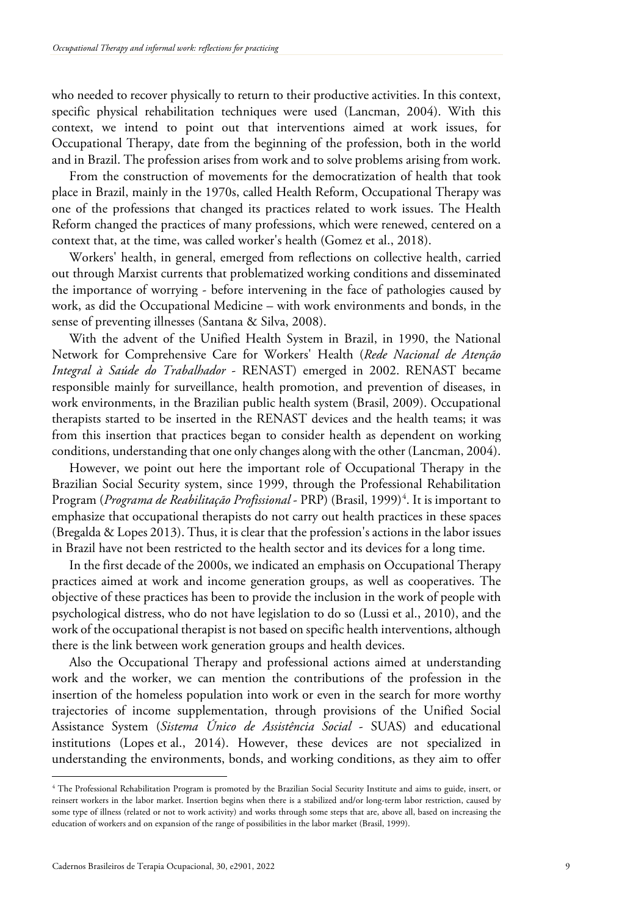who needed to recover physically to return to their productive activities. In this context, specific physical rehabilitation techniques were used (Lancman, 2004). With this context, we intend to point out that interventions aimed at work issues, for Occupational Therapy, date from the beginning of the profession, both in the world and in Brazil. The profession arises from work and to solve problems arising from work.

From the construction of movements for the democratization of health that took place in Brazil, mainly in the 1970s, called Health Reform, Occupational Therapy was one of the professions that changed its practices related to work issues. The Health Reform changed the practices of many professions, which were renewed, centered on a context that, at the time, was called worker's health (Gomez et al., 2018).

Workers' health, in general, emerged from reflections on collective health, carried out through Marxist currents that problematized working conditions and disseminated the importance of worrying - before intervening in the face of pathologies caused by work, as did the Occupational Medicine – with work environments and bonds, in the sense of preventing illnesses (Santana & Silva, 2008).

With the advent of the Unified Health System in Brazil, in 1990, the National Network for Comprehensive Care for Workers' Health (*Rede Nacional de Atenção Integral à Saúde do Trabalhador* - RENAST) emerged in 2002. RENAST became responsible mainly for surveillance, health promotion, and prevention of diseases, in work environments, in the Brazilian public health system (Brasil, 2009). Occupational therapists started to be inserted in the RENAST devices and the health teams; it was from this insertion that practices began to consider health as dependent on working conditions, understanding that one only changes along with the other (Lancman, 2004).

However, we point out here the important role of Occupational Therapy in the Brazilian Social Security system, since 1999, through the Professional Rehabilitation Program (*Programa de Reabilitação Profissional* - PRP) (Brasil, 1999)[4]. It is important to emphasize that occupational therapists do not carry out health practices in these spaces (Bregalda & Lopes 2013). Thus, it is clear that the profession's actions in the labor issues in Brazil have not been restricted to the health sector and its devices for a long time.

In the first decade of the 2000s, we indicated an emphasis on Occupational Therapy practices aimed at work and income generation groups, as well as cooperatives. The objective of these practices has been to provide the inclusion in the work of people with psychological distress, who do not have legislation to do so (Lussi et al., 2010), and the work of the occupational therapist is not based on specific health interventions, although there is the link between work generation groups and health devices.

Also the Occupational Therapy and professional actions aimed at understanding work and the worker, we can mention the contributions of the profession in the insertion of the homeless population into work or even in the search for more worthy trajectories of income supplementation, through provisions of the Unified Social Assistance System (*Sistema Único de Assistência Social* - SUAS) and educational institutions (Lopes et al., 2014). However, these devices are not specialized in understanding the environments, bonds, and working conditions, as they aim to offer

[4] The Professional Rehabilitation Program is promoted by the Brazilian Social Security Institute and aims to guide, insert, or reinsert workers in the labor market. Insertion begins when there is a stabilized and/or long-term labor restriction, caused by some type of illness (related or not to work activity) and works through some steps that are, above all, based on increasing the education of workers and on expansion of the range of possibilities in the labor market (Brasil, 1999).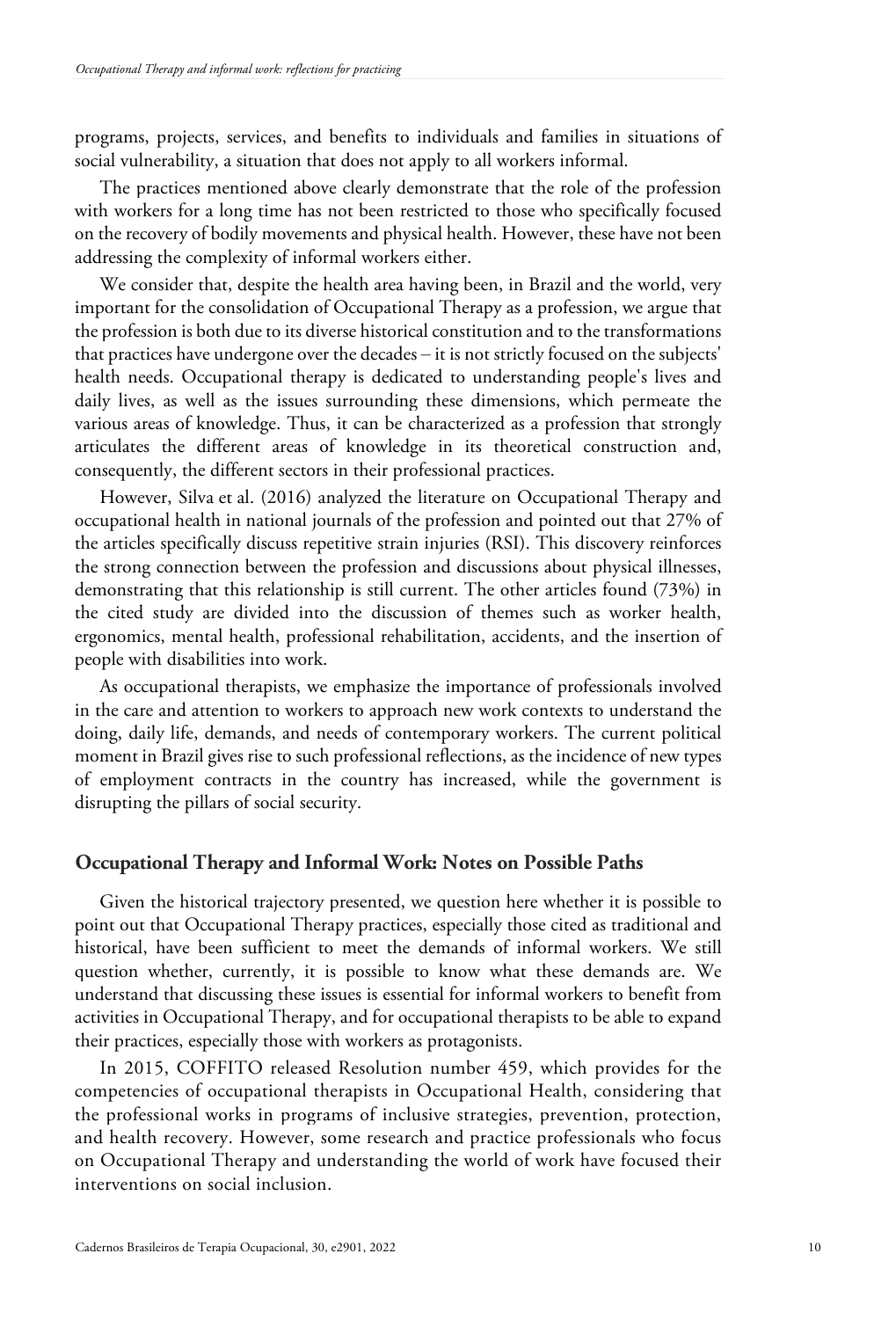programs, projects, services, and benefits to individuals and families in situations of social vulnerability, a situation that does not apply to all workers informal.

The practices mentioned above clearly demonstrate that the role of the profession with workers for a long time has not been restricted to those who specifically focused on the recovery of bodily movements and physical health. However, these have not been addressing the complexity of informal workers either.

We consider that, despite the health area having been, in Brazil and the world, very important for the consolidation of Occupational Therapy as a profession, we argue that the profession is both due to its diverse historical constitution and to the transformations that practices have undergone over the decades – it is not strictly focused on the subjects' health needs. Occupational therapy is dedicated to understanding people's lives and daily lives, as well as the issues surrounding these dimensions, which permeate the various areas of knowledge. Thus, it can be characterized as a profession that strongly articulates the different areas of knowledge in its theoretical construction and, consequently, the different sectors in their professional practices.

However, Silva et al. (2016) analyzed the literature on Occupational Therapy and occupational health in national journals of the profession and pointed out that 27% of the articles specifically discuss repetitive strain injuries (RSI). This discovery reinforces the strong connection between the profession and discussions about physical illnesses, demonstrating that this relationship is still current. The other articles found (73%) in the cited study are divided into the discussion of themes such as worker health, ergonomics, mental health, professional rehabilitation, accidents, and the insertion of people with disabilities into work.

As occupational therapists, we emphasize the importance of professionals involved in the care and attention to workers to approach new work contexts to understand the doing, daily life, demands, and needs of contemporary workers. The current political moment in Brazil gives rise to such professional reflections, as the incidence of new types of employment contracts in the country has increased, while the government is disrupting the pillars of social security.

## Occupational Therapy and Informal Work: Notes on Possible Paths

Given the historical trajectory presented, we question here whether it is possible to point out that Occupational Therapy practices, especially those cited as traditional and historical, have been sufficient to meet the demands of informal workers. We still question whether, currently, it is possible to know what these demands are. We understand that discussing these issues is essential for informal workers to benefit from activities in Occupational Therapy, and for occupational therapists to be able to expand their practices, especially those with workers as protagonists.

In 2015, COFFITO released Resolution number 459, which provides for the competencies of occupational therapists in Occupational Health, considering that the professional works in programs of inclusive strategies, prevention, protection, and health recovery. However, some research and practice professionals who focus on Occupational Therapy and understanding the world of work have focused their interventions on social inclusion.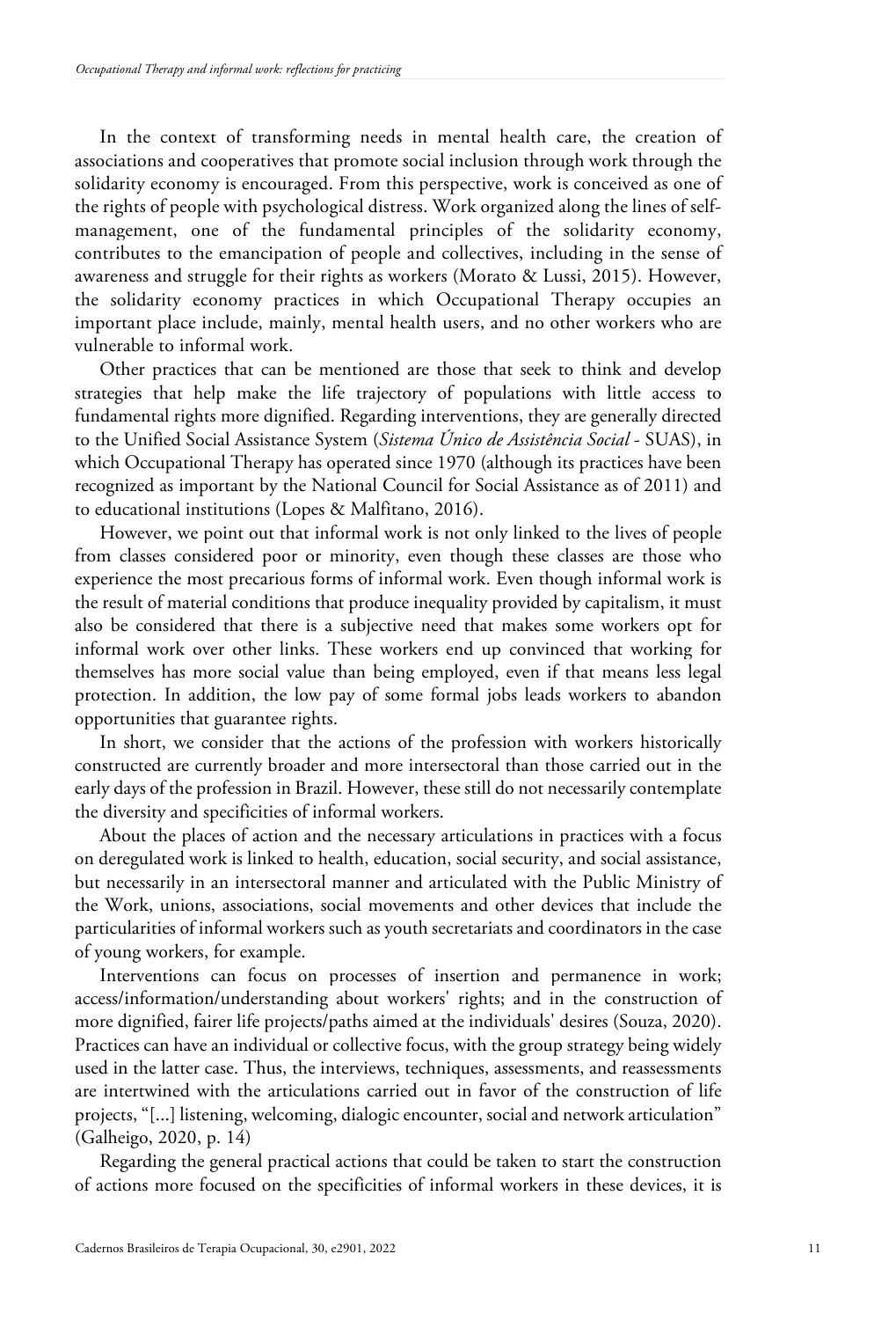In the context of transforming needs in mental health care, the creation of associations and cooperatives that promote social inclusion through work through the solidarity economy is encouraged. From this perspective, work is conceived as one of the rights of people with psychological distress. Work organized along the lines of self-management, one of the fundamental principles of the solidarity economy, contributes to the emancipation of people and collectives, including in the sense of awareness and struggle for their rights as workers (Morato & Lussi, 2015). However, the solidarity economy practices in which Occupational Therapy occupies an important place include, mainly, mental health users, and no other workers who are vulnerable to informal work.

Other practices that can be mentioned are those that seek to think and develop strategies that help make the life trajectory of populations with little access to fundamental rights more dignified. Regarding interventions, they are generally directed to the Unified Social Assistance System (*Sistema Único de Assistência Social* - SUAS), in which Occupational Therapy has operated since 1970 (although its practices have been recognized as important by the National Council for Social Assistance as of 2011) and to educational institutions (Lopes & Malfitano, 2016).

However, we point out that informal work is not only linked to the lives of people from classes considered poor or minority, even though these classes are those who experience the most precarious forms of informal work. Even though informal work is the result of material conditions that produce inequality provided by capitalism, it must also be considered that there is a subjective need that makes some workers opt for informal work over other links. These workers end up convinced that working for themselves has more social value than being employed, even if that means less legal protection. In addition, the low pay of some formal jobs leads workers to abandon opportunities that guarantee rights.

In short, we consider that the actions of the profession with workers historically constructed are currently broader and more intersectoral than those carried out in the early days of the profession in Brazil. However, these still do not necessarily contemplate the diversity and specificities of informal workers.

About the places of action and the necessary articulations in practices with a focus on deregulated work is linked to health, education, social security, and social assistance, but necessarily in an intersectoral manner and articulated with the Public Ministry of the Work, unions, associations, social movements and other devices that include the particularities of informal workers such as youth secretariats and coordinators in the case of young workers, for example.

Interventions can focus on processes of insertion and permanence in work; access/information/understanding about workers' rights; and in the construction of more dignified, fairer life projects/paths aimed at the individuals' desires (Souza, 2020). Practices can have an individual or collective focus, with the group strategy being widely used in the latter case. Thus, the interviews, techniques, assessments, and reassessments are intertwined with the articulations carried out in favor of the construction of life projects, "[...] listening, welcoming, dialogic encounter, social and network articulation" (Galheigo, 2020, p. 14)

Regarding the general practical actions that could be taken to start the construction of actions more focused on the specificities of informal workers in these devices, it is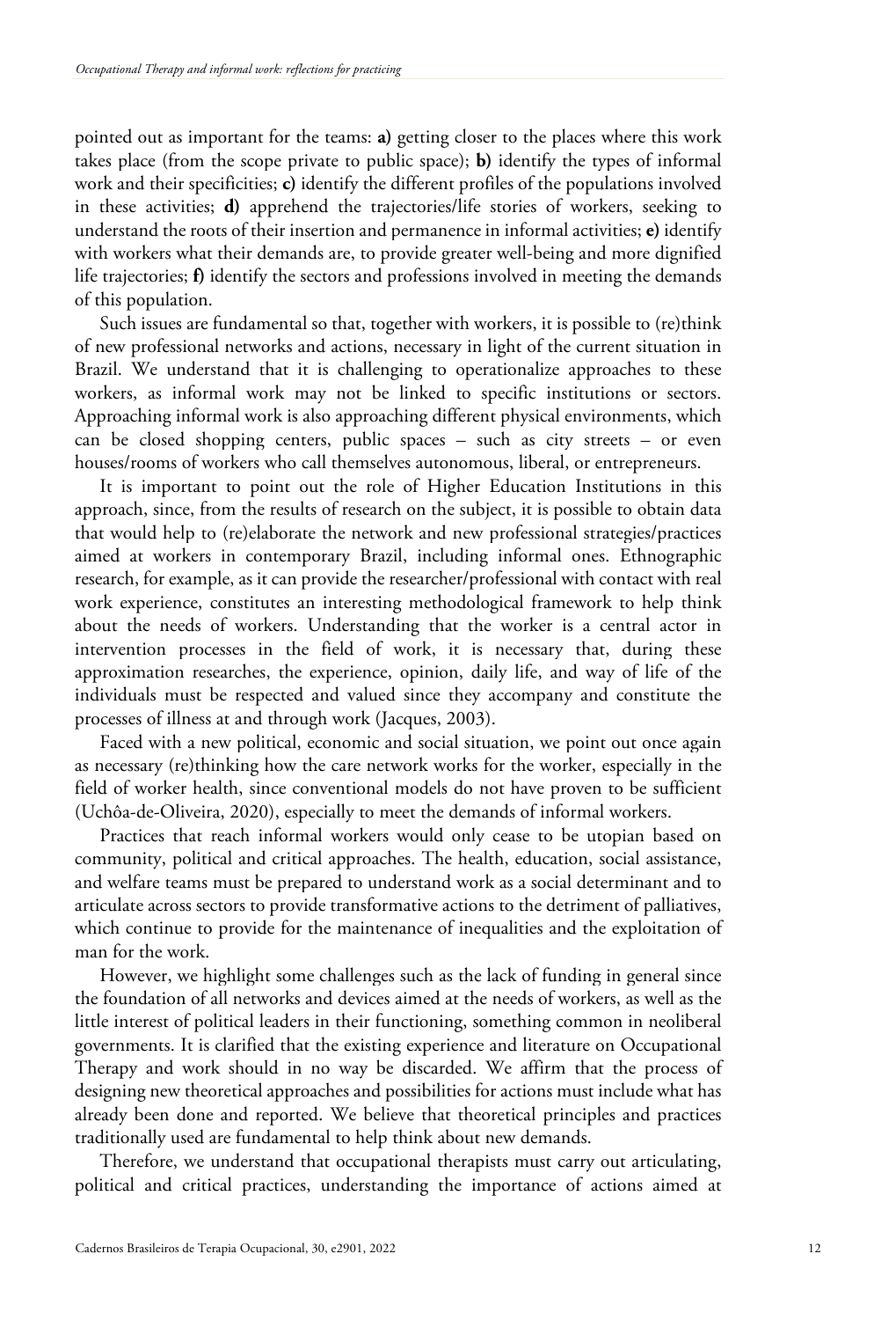pointed out as important for the teams: **a)** getting closer to the places where this work takes place (from the scope private to public space); **b)** identify the types of informal work and their specificities; **c)** identify the different profiles of the populations involved in these activities; **d)** apprehend the trajectories/life stories of workers, seeking to understand the roots of their insertion and permanence in informal activities; **e)** identify with workers what their demands are, to provide greater well-being and more dignified life trajectories; **f)** identify the sectors and professions involved in meeting the demands of this population.

Such issues are fundamental so that, together with workers, it is possible to (re)think of new professional networks and actions, necessary in light of the current situation in Brazil. We understand that it is challenging to operationalize approaches to these workers, as informal work may not be linked to specific institutions or sectors. Approaching informal work is also approaching different physical environments, which can be closed shopping centers, public spaces – such as city streets – or even houses/rooms of workers who call themselves autonomous, liberal, or entrepreneurs.

It is important to point out the role of Higher Education Institutions in this approach, since, from the results of research on the subject, it is possible to obtain data that would help to (re)elaborate the network and new professional strategies/practices aimed at workers in contemporary Brazil, including informal ones. Ethnographic research, for example, as it can provide the researcher/professional with contact with real work experience, constitutes an interesting methodological framework to help think about the needs of workers. Understanding that the worker is a central actor in intervention processes in the field of work, it is necessary that, during these approximation researches, the experience, opinion, daily life, and way of life of the individuals must be respected and valued since they accompany and constitute the processes of illness at and through work (Jacques, 2003).

Faced with a new political, economic and social situation, we point out once again as necessary (re)thinking how the care network works for the worker, especially in the field of worker health, since conventional models do not have proven to be sufficient (Uchôa-de-Oliveira, 2020), especially to meet the demands of informal workers.

Practices that reach informal workers would only cease to be utopian based on community, political and critical approaches. The health, education, social assistance, and welfare teams must be prepared to understand work as a social determinant and to articulate across sectors to provide transformative actions to the detriment of palliatives, which continue to provide for the maintenance of inequalities and the exploitation of man for the work.

However, we highlight some challenges such as the lack of funding in general since the foundation of all networks and devices aimed at the needs of workers, as well as the little interest of political leaders in their functioning, something common in neoliberal governments. It is clarified that the existing experience and literature on Occupational Therapy and work should in no way be discarded. We affirm that the process of designing new theoretical approaches and possibilities for actions must include what has already been done and reported. We believe that theoretical principles and practices traditionally used are fundamental to help think about new demands.

Therefore, we understand that occupational therapists must carry out articulating, political and critical practices, understanding the importance of actions aimed at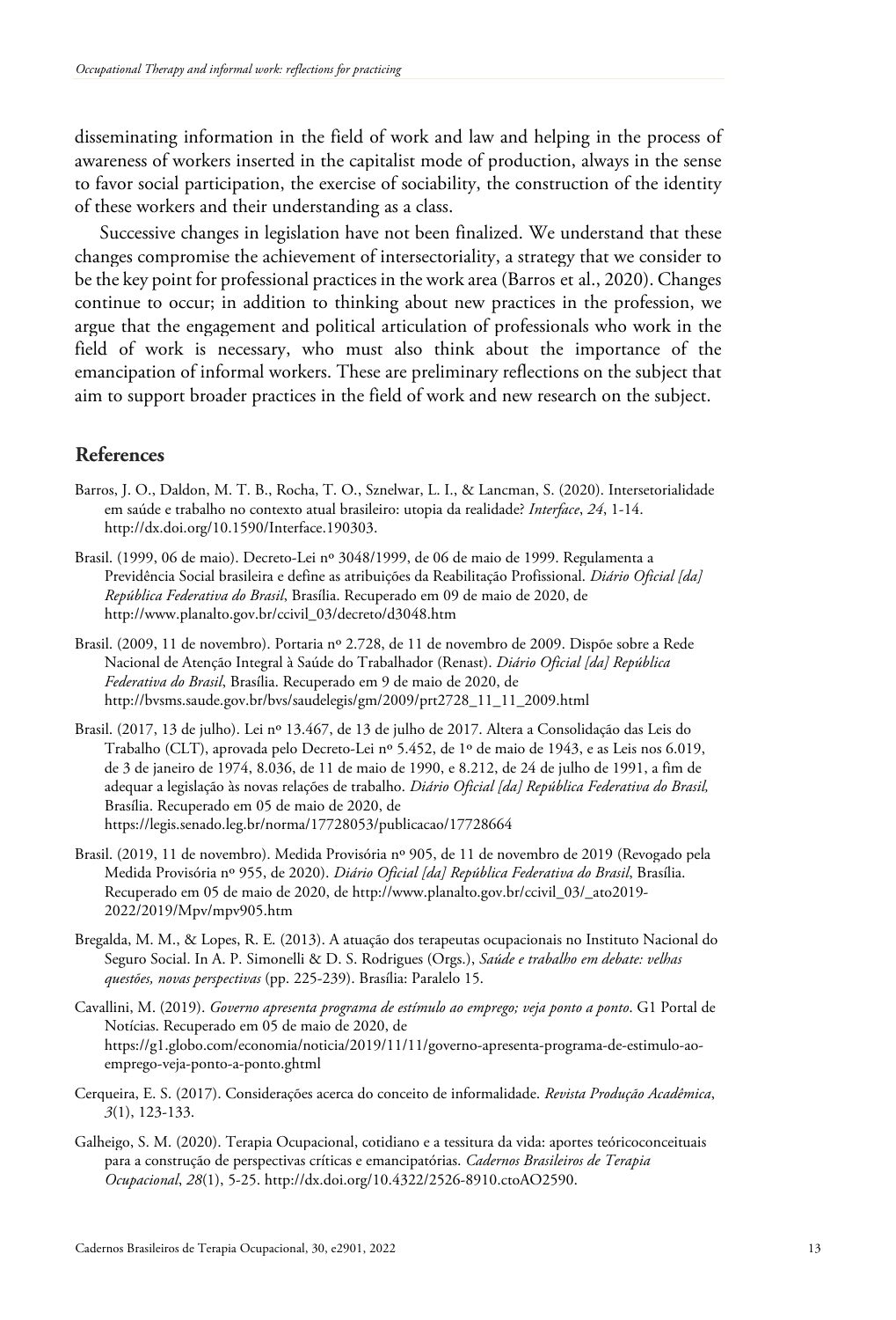disseminating information in the field of work and law and helping in the process of awareness of workers inserted in the capitalist mode of production, always in the sense to favor social participation, the exercise of sociability, the construction of the identity of these workers and their understanding as a class.

Successive changes in legislation have not been finalized. We understand that these changes compromise the achievement of intersectoriality, a strategy that we consider to be the key point for professional practices in the work area (Barros et al., 2020). Changes continue to occur; in addition to thinking about new practices in the profession, we argue that the engagement and political articulation of professionals who work in the field of work is necessary, who must also think about the importance of the emancipation of informal workers. These are preliminary reflections on the subject that aim to support broader practices in the field of work and new research on the subject.

## References

Barros, J. O., Daldon, M. T. B., Rocha, T. O., Sznelwar, L. I., & Lancman, S. (2020). Intersetorialidade em saúde e trabalho no contexto atual brasileiro: utopia da realidade? *Interface*, *24*, 1-14. http://dx.doi.org/10.1590/Interface.190303.

Brasil. (1999, 06 de maio). Decreto-Lei nº 3048/1999, de 06 de maio de 1999. Regulamenta a Previdência Social brasileira e define as atribuições da Reabilitação Profissional. *Diário Oficial [da] República Federativa do Brasil*, Brasília. Recuperado em 09 de maio de 2020, de http://www.planalto.gov.br/ccivil_03/decreto/d3048.htm

Brasil. (2009, 11 de novembro). Portaria nº 2.728, de 11 de novembro de 2009. Dispõe sobre a Rede Nacional de Atenção Integral à Saúde do Trabalhador (Renast). *Diário Oficial [da] República Federativa do Brasil*, Brasília. Recuperado em 9 de maio de 2020, de http://bvsms.saude.gov.br/bvs/saudelegis/gm/2009/prt2728_11_11_2009.html

Brasil. (2017, 13 de julho). Lei nº 13.467, de 13 de julho de 2017. Altera a Consolidação das Leis do Trabalho (CLT), aprovada pelo Decreto-Lei nº 5.452, de 1º de maio de 1943, e as Leis nos 6.019, de 3 de janeiro de 1974, 8.036, de 11 de maio de 1990, e 8.212, de 24 de julho de 1991, a fim de adequar a legislação às novas relações de trabalho. *Diário Oficial [da] República Federativa do Brasil,* Brasília. Recuperado em 05 de maio de 2020, de https://legis.senado.leg.br/norma/17728053/publicacao/17728664

Brasil. (2019, 11 de novembro). Medida Provisória nº 905, de 11 de novembro de 2019 (Revogado pela Medida Provisória nº 955, de 2020). *Diário Oficial [da] República Federativa do Brasil*, Brasília. Recuperado em 05 de maio de 2020, de http://www.planalto.gov.br/ccivil_03/_ato2019-2022/2019/Mpv/mpv905.htm

Bregalda, M. M., & Lopes, R. E. (2013). A atuação dos terapeutas ocupacionais no Instituto Nacional do Seguro Social. In A. P. Simonelli & D. S. Rodrigues (Orgs.), *Saúde e trabalho em debate: velhas questões, novas perspectivas* (pp. 225-239). Brasília: Paralelo 15.

Cavallini, M. (2019). *Governo apresenta programa de estímulo ao emprego; veja ponto a ponto*. G1 Portal de Notícias. Recuperado em 05 de maio de 2020, de https://g1.globo.com/economia/noticia/2019/11/11/governo-apresenta-programa-de-estimulo-ao-emprego-veja-ponto-a-ponto.ghtml

Cerqueira, E. S. (2017). Considerações acerca do conceito de informalidade. *Revista Produção Acadêmica*, *3*(1), 123-133.

Galheigo, S. M. (2020). Terapia Ocupacional, cotidiano e a tessitura da vida: aportes teóricoconceituais para a construção de perspectivas críticas e emancipatórias. *Cadernos Brasileiros de Terapia Ocupacional*, *28*(1), 5-25. http://dx.doi.org/10.4322/2526-8910.ctoAO2590.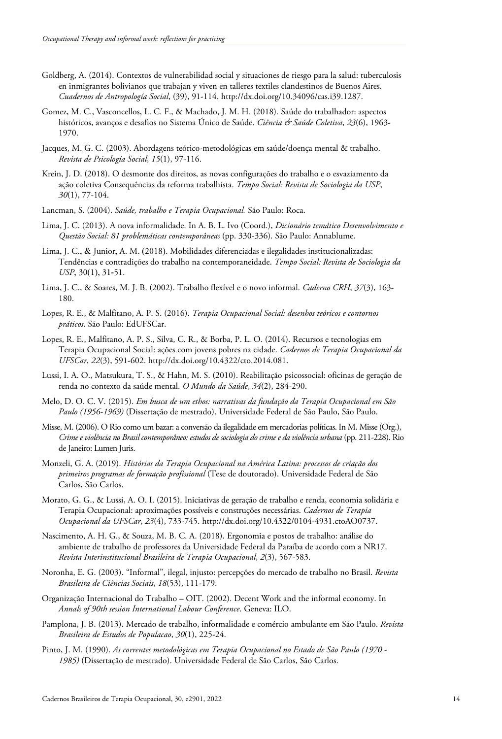Goldberg, A. (2014). Contextos de vulnerabilidad social y situaciones de riesgo para la salud: tuberculosis en inmigrantes bolivianos que trabajan y viven en talleres textiles clandestinos de Buenos Aires. *Cuadernos de Antropología Social*, (39), 91-114. http://dx.doi.org/10.34096/cas.i39.1287.

Gomez, M. C., Vasconcellos, L. C. F., & Machado, J. M. H. (2018). Saúde do trabalhador: aspectos históricos, avanços e desafios no Sistema Único de Saúde. *Ciência & Saúde Coletiva*, *23*(6), 1963-1970.

Jacques, M. G. C. (2003). Abordagens teórico-metodológicas em saúde/doença mental & trabalho. *Revista de Psicología Social*, *15*(1), 97-116.

Krein, J. D. (2018). O desmonte dos direitos, as novas configurações do trabalho e o esvaziamento da ação coletiva Consequências da reforma trabalhista. *Tempo Social: Revista de Sociologia da USP*, *30*(1), 77-104.

Lancman, S. (2004). *Saúde, trabalho e Terapia Ocupacional.* São Paulo: Roca.

Lima, J. C. (2013). A nova informalidade. In A. B. L. Ivo (Coord.), *Dicionário temático Desenvolvimento e Questão Social: 81 problemáticas contemporâneas* (pp. 330-336). São Paulo: Annablume.

Lima, J. C., & Junior, A. M. (2018). Mobilidades diferenciadas e ilegalidades institucionalizadas: Tendências e contradições do trabalho na contemporaneidade. *Tempo Social: Revista de Sociologia da USP*, 30(1), 31-51.

Lima, J. C., & Soares, M. J. B. (2002). Trabalho flexível e o novo informal. *Caderno CRH*, *37*(3), 163-180.

Lopes, R. E., & Malfitano, A. P. S. (2016). *Terapia Ocupacional Social: desenhos teóricos e contornos práticos*. São Paulo: EdUFSCar.

Lopes, R. E., Malfitano, A. P. S., Silva, C. R., & Borba, P. L. O. (2014). Recursos e tecnologias em Terapia Ocupacional Social: ações com jovens pobres na cidade. *Cadernos de Terapia Ocupacional da UFSCar*, *22*(3), 591-602. http://dx.doi.org/10.4322/cto.2014.081.

Lussi, I. A. O., Matsukura, T. S., & Hahn, M. S. (2010). Reabilitação psicossocial: oficinas de geração de renda no contexto da saúde mental. *O Mundo da Saúde*, *34*(2), 284-290.

Melo, D. O. C. V. (2015). *Em busca de um ethos: narrativas da fundação da Terapia Ocupacional em São Paulo (1956-1969)* (Dissertação de mestrado). Universidade Federal de São Paulo, São Paulo.

Misse, M. (2006). O Rio como um bazar: a conversão da ilegalidade em mercadorias políticas. In M. Misse (Org.), *Crime e violência no Brasil contemporâneo: estudos de sociologia do crime e da violência urbana* (pp. 211-228). Rio de Janeiro: Lumen Juris.

Monzeli, G. A. (2019). *Histórias da Terapia Ocupacional na América Latina: processos de criação dos primeiros programas de formação profissional* (Tese de doutorado). Universidade Federal de São Carlos, São Carlos.

Morato, G. G., & Lussi, A. O. I. (2015). Iniciativas de geração de trabalho e renda, economia solidária e Terapia Ocupacional: aproximações possíveis e construções necessárias. *Cadernos de Terapia Ocupacional da UFSCar*, *23*(4), 733-745. http://dx.doi.org/10.4322/0104-4931.ctoAO0737.

Nascimento, A. H. G., & Souza, M. B. C. A. (2018). Ergonomia e postos de trabalho: análise do ambiente de trabalho de professores da Universidade Federal da Paraíba de acordo com a NR17. *Revista Interinstitucional Brasileira de Terapia Ocupacional*, *2*(3), 567-583.

Noronha, E. G. (2003). "Informal", ilegal, injusto: percepções do mercado de trabalho no Brasil. *Revista Brasileira de Ciências Sociais*, *18*(53), 111-179.

Organização Internacional do Trabalho – OIT. (2002). Decent Work and the informal economy. In *Annals of 90th session International Labour Conference*. Geneva: ILO.

Pamplona, J. B. (2013). Mercado de trabalho, informalidade e comércio ambulante em São Paulo. *Revista Brasileira de Estudos de Populacao*, *30*(1), 225-24.

Pinto, J. M. (1990). *As correntes metodológicas em Terapia Ocupacional no Estado de São Paulo (1970 - 1985)* (Dissertação de mestrado). Universidade Federal de São Carlos, São Carlos.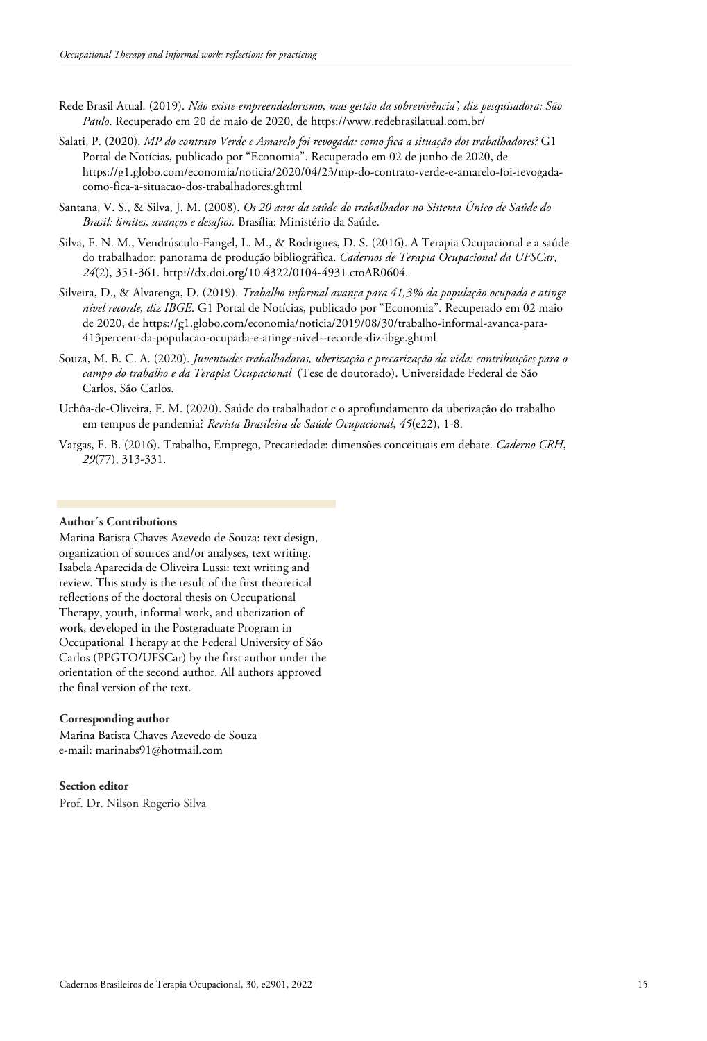Rede Brasil Atual. (2019). *Não existe empreendedorismo, mas gestão da sobrevivência', diz pesquisadora: São Paulo*. Recuperado em 20 de maio de 2020, de https://www.redebrasilatual.com.br/

Salati, P. (2020). *MP do contrato Verde e Amarelo foi revogada: como fica a situação dos trabalhadores?* G1 Portal de Notícias, publicado por "Economia". Recuperado em 02 de junho de 2020, de https://g1.globo.com/economia/noticia/2020/04/23/mp-do-contrato-verde-e-amarelo-foi-revogada-como-fica-a-situacao-dos-trabalhadores.ghtml

Santana, V. S., & Silva, J. M. (2008). *Os 20 anos da saúde do trabalhador no Sistema Único de Saúde do Brasil: limites, avanços e desafios.* Brasília: Ministério da Saúde.

Silva, F. N. M., Vendrúsculo-Fangel, L. M., & Rodrigues, D. S. (2016). A Terapia Ocupacional e a saúde do trabalhador: panorama de produção bibliográfica. *Cadernos de Terapia Ocupacional da UFSCar*, *24*(2), 351-361. http://dx.doi.org/10.4322/0104-4931.ctoAR0604.

Silveira, D., & Alvarenga, D. (2019). *Trabalho informal avança para 41,3% da população ocupada e atinge nível recorde, diz IBGE*. G1 Portal de Notícias, publicado por "Economia". Recuperado em 02 maio de 2020, de https://g1.globo.com/economia/noticia/2019/08/30/trabalho-informal-avanca-para-413percent-da-populacao-ocupada-e-atinge-nivel--recorde-diz-ibge.ghtml

Souza, M. B. C. A. (2020). *Juventudes trabalhadoras, uberização e precarização da vida: contribuições para o campo do trabalho e da Terapia Ocupacional* (Tese de doutorado). Universidade Federal de São Carlos, São Carlos.

Uchôa-de-Oliveira, F. M. (2020). Saúde do trabalhador e o aprofundamento da uberização do trabalho em tempos de pandemia? *Revista Brasileira de Saúde Ocupacional*, *45*(e22), 1-8.

Vargas, F. B. (2016). Trabalho, Emprego, Precariedade: dimensões conceituais em debate. *Caderno CRH*, *29*(77), 313-331.

**Author´s Contributions**

Marina Batista Chaves Azevedo de Souza: text design, organization of sources and/or analyses, text writing. Isabela Aparecida de Oliveira Lussi: text writing and review. This study is the result of the first theoretical reflections of the doctoral thesis on Occupational Therapy, youth, informal work, and uberization of work, developed in the Postgraduate Program in Occupational Therapy at the Federal University of São Carlos (PPGTO/UFSCar) by the first author under the orientation of the second author. All authors approved the final version of the text.

**Corresponding author**

Marina Batista Chaves Azevedo de Souza
e-mail: marinabs91@hotmail.com

**Section editor**

Prof. Dr. Nilson Rogerio Silva